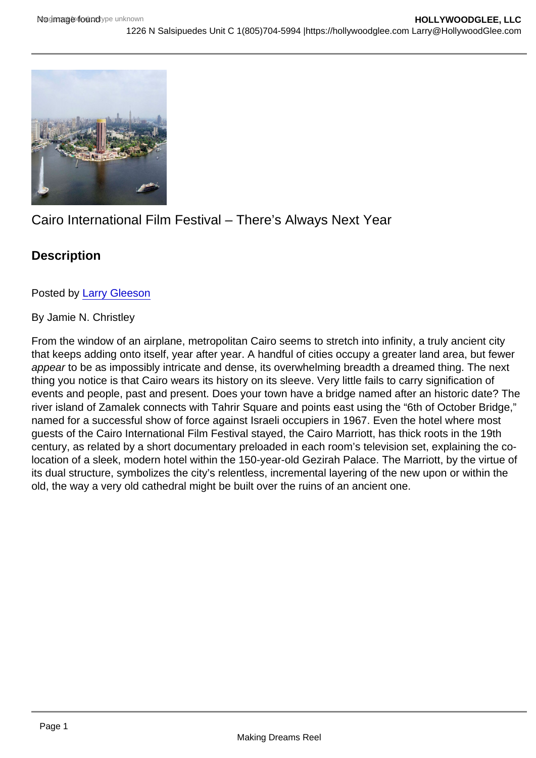# Cairo International Film Festival – There's Always Next Year

## Description

Posted by Larry Gleeson

By Jamie N. Christley

From the window of an airplane, metropolitan Cairo seems to stretch into infinity, a truly ancient city that keeps adding onto itself, year after year. A handful of cities occupy a greater land area, but fewer *appear* to be as impossibly intricate and dense, its overwhelming breadth a dreamed thing. The next thing you notice is that Cairo wears its history on its sleeve. Very little fails to carry signification of events and people, past and present. Does your town have a bridge named after an historic date? The river island of Zamalek connects with Tahrir Square and points east using the "6th of October Bridge," named for a successful show of force against Israeli occupiers in 1967. Even the hotel where most guests of the Cairo International Film Festival stayed, the Cairo Marriott, has thick roots in the 19th century, as related by a short documentary preloaded in each room's television set, explaining the co-location of a sleek, modern hotel within the 150-year-old Gezirah Palace. The Marriott, by the virtue of its dual structure, symbolizes the city's relentless, incremental layering of the new upon or within the old, the way a very old cathedral might be built over the ruins of an ancient one.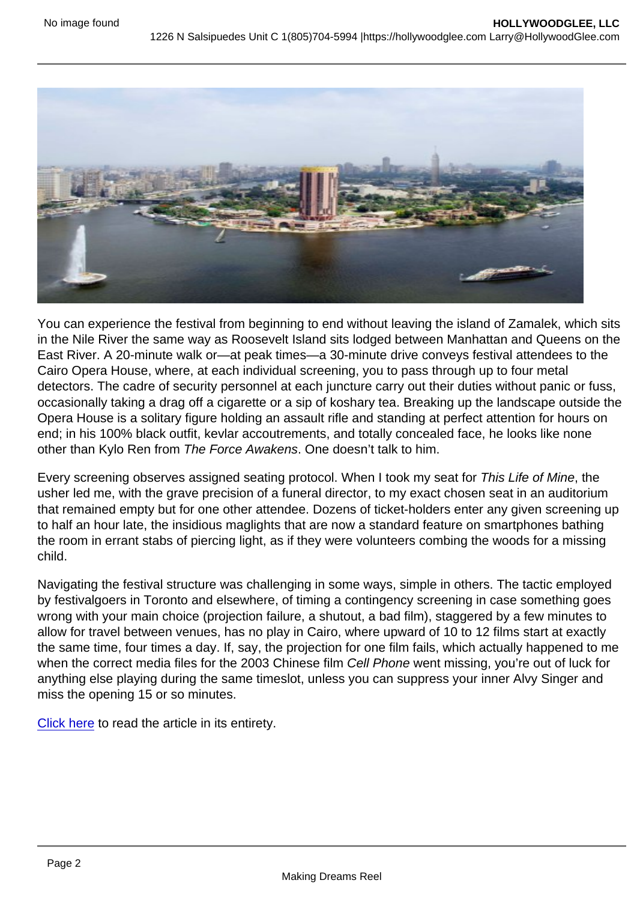You can experience the festival from beginning to end without leaving the island of Zamalek, which sits in the Nile River the same way as Roosevelt Island sits lodged between Manhattan and Queens on the East River. A 20-minute walk or—at peak times—a 30-minute drive conveys festival attendees to the Cairo Opera House, where, at each individual screening, you to pass through up to four metal detectors. The cadre of security personnel at each juncture carry out their duties without panic or fuss, occasionally taking a drag off a cigarette or a sip of koshary tea. Breaking up the landscape outside the Opera House is a solitary figure holding an assault rifle and standing at perfect attention for hours on end; in his 100% black outfit, kevlar accoutrements, and totally concealed face, he looks like none other than Kylo Ren from *The Force Awakens*. One doesn't talk to him.

Every screening observes assigned seating protocol. When I took my seat for *This Life of Mine*, the usher led me, with the grave precision of a funeral director, to my exact chosen seat in an auditorium that remained empty but for one other attendee. Dozens of ticket-holders enter any given screening up to half an hour late, the insidious maglights that are now a standard feature on smartphones bathing the room in errant stabs of piercing light, as if they were volunteers combing the woods for a missing child.

Navigating the festival structure was challenging in some ways, simple in others. The tactic employed by festivalgoers in Toronto and elsewhere, of timing a contingency screening in case something goes wrong with your main choice (projection failure, a shutout, a bad film), staggered by a few minutes to allow for travel between venues, has no play in Cairo, where upward of 10 to 12 films start at exactly the same time, four times a day. If, say, the projection for one film fails, which actually happened to me when the correct media files for the 2003 Chinese film *Cell Phone* went missing, you're out of luck for anything else playing during the same timeslot, unless you can suppress your inner Alvy Singer and miss the opening 15 or so minutes.

Click here to read the article in its entirety.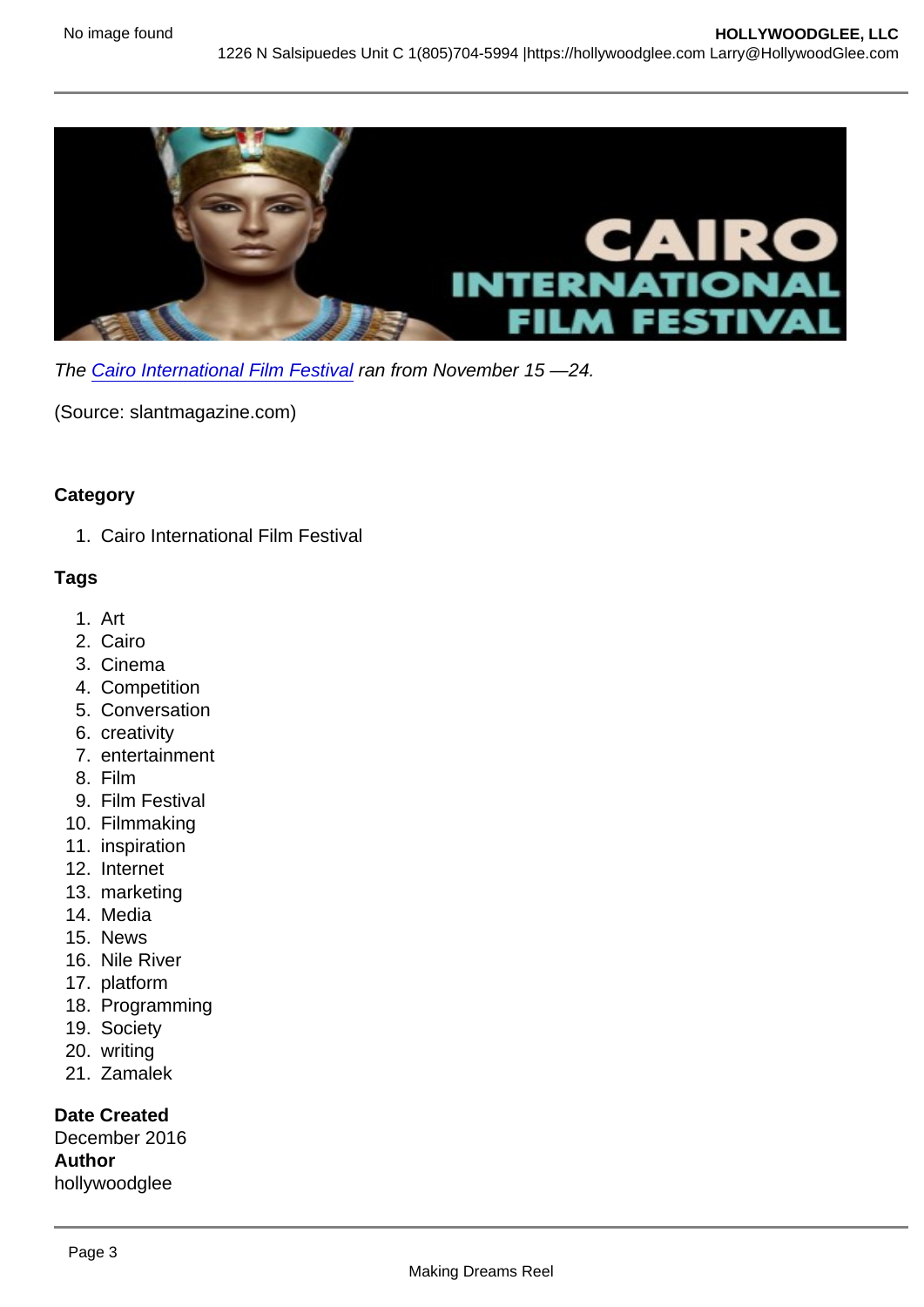*The [Cairo International Film Festival] ran from November 15 —24.*

(Source: slantmagazine.com)

**Category**

1. Cairo International Film Festival

**Tags**

1. Art
2. Cairo
3. Cinema
4. Competition
5. Conversation
6. creativity
7. entertainment
8. Film
9. Film Festival
10. Filmmaking
11. inspiration
12. Internet
13. marketing
14. Media
15. News
16. Nile River
17. platform
18. Programming
19. Society
20. writing
21. Zamalek

**Date Created**
December 2016
**Author**
hollywoodglee